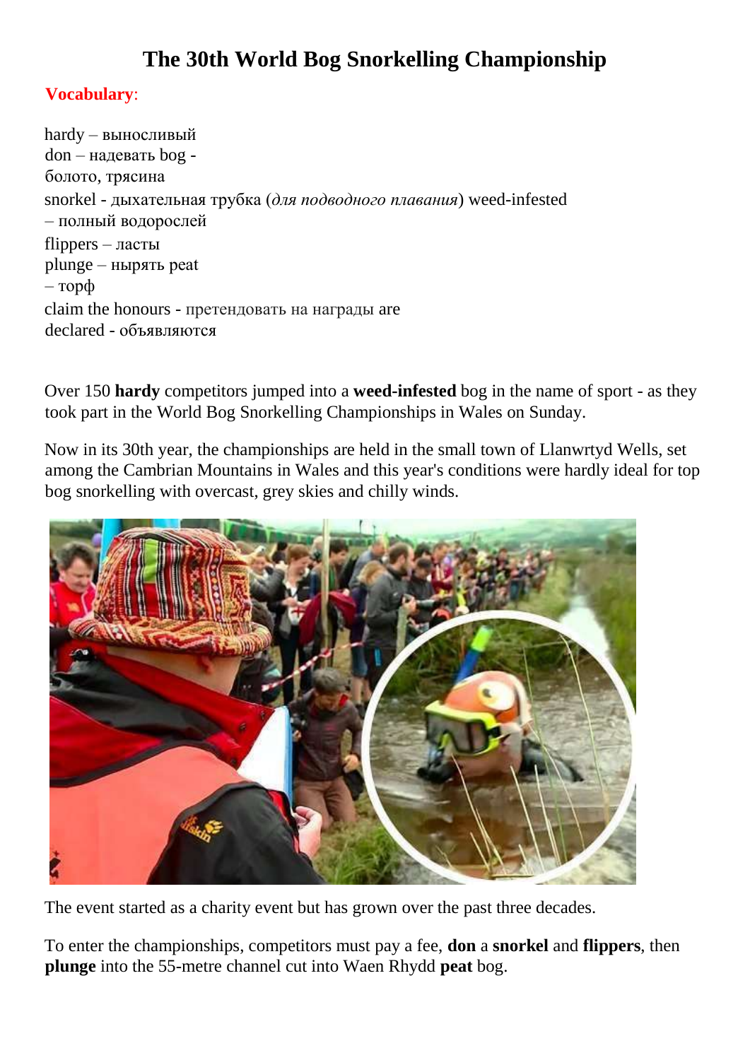# The 30th World Bog Snorkelling Championship

**Vocabulary**:

hardy – выносливый
don – надевать bog -
болото, трясина
snorkel - дыхательная трубка (*для подводного плавания*) weed-infested
– полный водорослей
flippers – ласты
plunge – нырять peat
– торф
claim the honours - претендовать на награды are
declared - объявляются

Over 150 **hardy** competitors jumped into a **weed-infested** bog in the name of sport - as they took part in the World Bog Snorkelling Championships in Wales on Sunday.

Now in its 30th year, the championships are held in the small town of Llanwrtyd Wells, set among the Cambrian Mountains in Wales and this year's conditions were hardly ideal for top bog snorkelling with overcast, grey skies and chilly winds.

The event started as a charity event but has grown over the past three decades.

To enter the championships, competitors must pay a fee, **don** a **snorkel** and **flippers**, then **plunge** into the 55-metre channel cut into Waen Rhydd **peat** bog.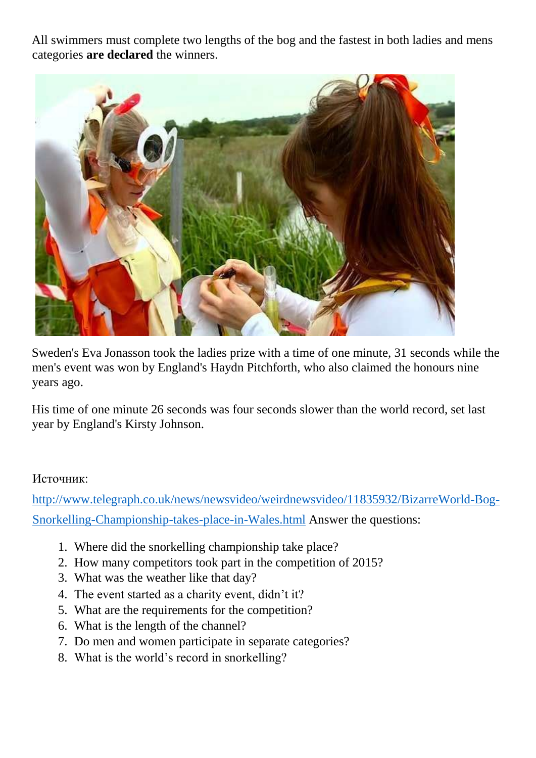All swimmers must complete two lengths of the bog and the fastest in both ladies and mens categories **are declared** the winners.

Sweden's Eva Jonasson took the ladies prize with a time of one minute, 31 seconds while the men's event was won by England's Haydn Pitchforth, who also claimed the honours nine years ago.

His time of one minute 26 seconds was four seconds slower than the world record, set last year by England's Kirsty Johnson.

Источник:

[http://www.telegraph.co.uk/news/newsvideo/weirdnewsvideo/11835932/BizarreWorld-Bog-Snorkelling-Championship-takes-place-in-Wales.html](http://www.telegraph.co.uk/news/newsvideo/weirdnewsvideo/11835932/BizarreWorld-Bog-Snorkelling-Championship-takes-place-in-Wales.html) Answer the questions:

1. Where did the snorkelling championship take place?
2. How many competitors took part in the competition of 2015?
3. What was the weather like that day?
4. The event started as a charity event, didn't it?
5. What are the requirements for the competition?
6. What is the length of the channel?
7. Do men and women participate in separate categories?
8. What is the world's record in snorkelling?